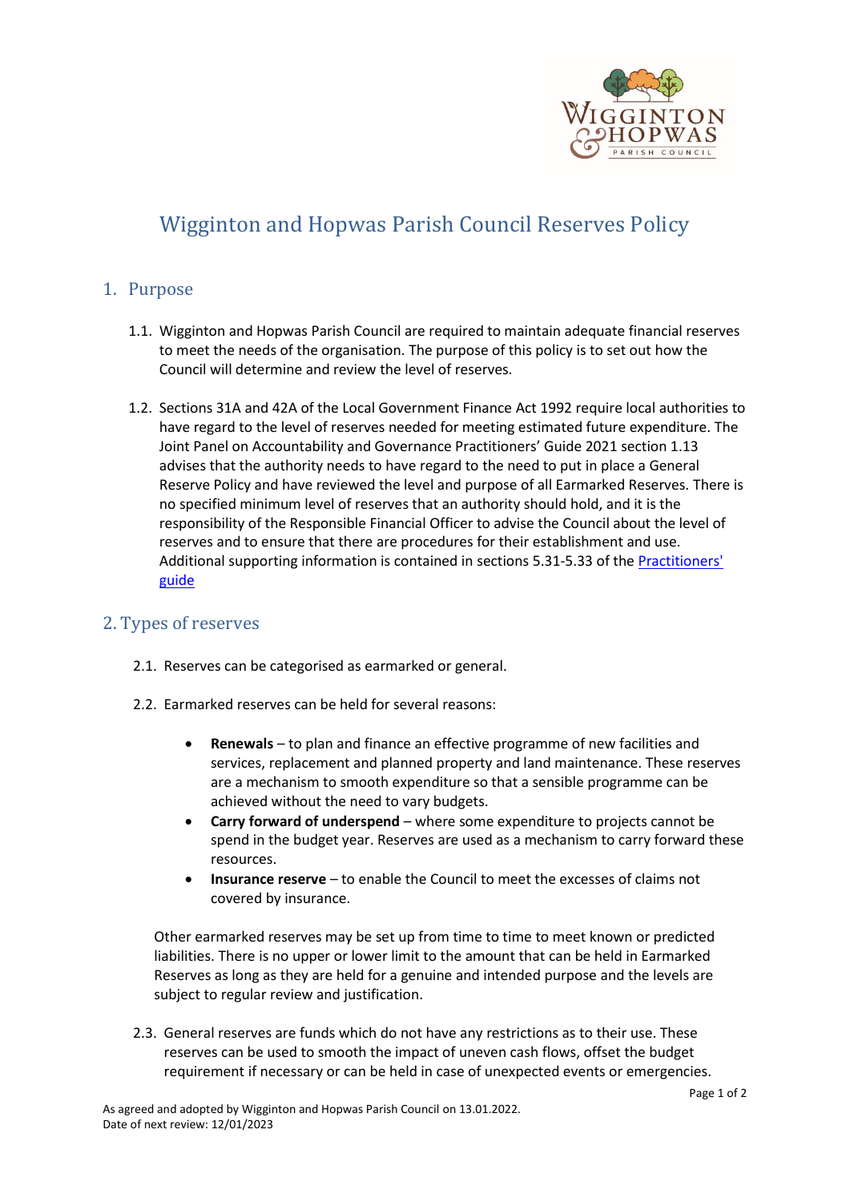# Wigginton and Hopwas Parish Council Reserves Policy

## 1. Purpose

1.1. Wigginton and Hopwas Parish Council are required to maintain adequate financial reserves to meet the needs of the organisation. The purpose of this policy is to set out how the Council will determine and review the level of reserves.

1.2. Sections 31A and 42A of the Local Government Finance Act 1992 require local authorities to have regard to the level of reserves needed for meeting estimated future expenditure. The Joint Panel on Accountability and Governance Practitioners' Guide 2021 section 1.13 advises that the authority needs to have regard to the need to put in place a General Reserve Policy and have reviewed the level and purpose of all Earmarked Reserves. There is no specified minimum level of reserves that an authority should hold, and it is the responsibility of the Responsible Financial Officer to advise the Council about the level of reserves and to ensure that there are procedures for their establishment and use. Additional supporting information is contained in sections 5.31-5.33 of the Practitioners' guide

## 2. Types of reserves

2.1. Reserves can be categorised as earmarked or general.

2.2. Earmarked reserves can be held for several reasons:

- **Renewals** – to plan and finance an effective programme of new facilities and services, replacement and planned property and land maintenance. These reserves are a mechanism to smooth expenditure so that a sensible programme can be achieved without the need to vary budgets.
- **Carry forward of underspend** – where some expenditure to projects cannot be spend in the budget year. Reserves are used as a mechanism to carry forward these resources.
- **Insurance reserve** – to enable the Council to meet the excesses of claims not covered by insurance.

Other earmarked reserves may be set up from time to time to meet known or predicted liabilities. There is no upper or lower limit to the amount that can be held in Earmarked Reserves as long as they are held for a genuine and intended purpose and the levels are subject to regular review and justification.

2.3. General reserves are funds which do not have any restrictions as to their use. These reserves can be used to smooth the impact of uneven cash flows, offset the budget requirement if necessary or can be held in case of unexpected events or emergencies.

As agreed and adopted by Wigginton and Hopwas Parish Council on 13.01.2022.
Date of next review: 12/01/2023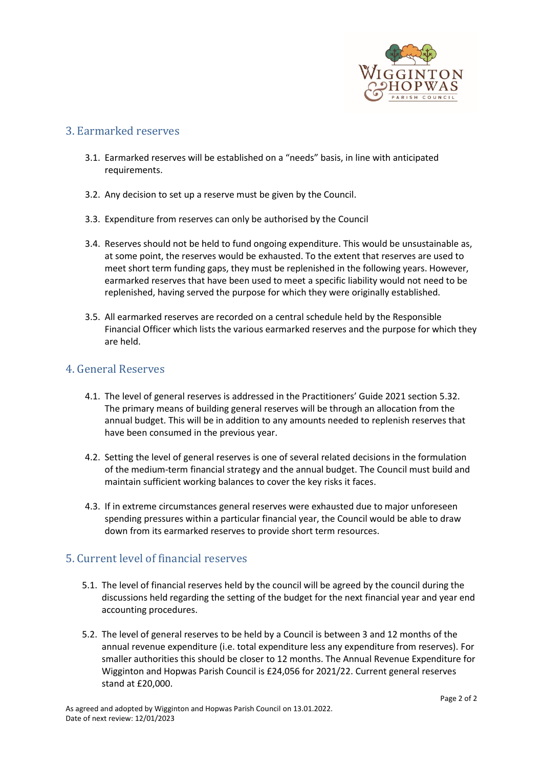## 3. Earmarked reserves

3.1. Earmarked reserves will be established on a "needs" basis, in line with anticipated requirements.

3.2. Any decision to set up a reserve must be given by the Council.

3.3. Expenditure from reserves can only be authorised by the Council

3.4. Reserves should not be held to fund ongoing expenditure. This would be unsustainable as, at some point, the reserves would be exhausted. To the extent that reserves are used to meet short term funding gaps, they must be replenished in the following years. However, earmarked reserves that have been used to meet a specific liability would not need to be replenished, having served the purpose for which they were originally established.

3.5. All earmarked reserves are recorded on a central schedule held by the Responsible Financial Officer which lists the various earmarked reserves and the purpose for which they are held.

## 4. General Reserves

4.1. The level of general reserves is addressed in the Practitioners' Guide 2021 section 5.32. The primary means of building general reserves will be through an allocation from the annual budget. This will be in addition to any amounts needed to replenish reserves that have been consumed in the previous year.

4.2. Setting the level of general reserves is one of several related decisions in the formulation of the medium-term financial strategy and the annual budget. The Council must build and maintain sufficient working balances to cover the key risks it faces.

4.3. If in extreme circumstances general reserves were exhausted due to major unforeseen spending pressures within a particular financial year, the Council would be able to draw down from its earmarked reserves to provide short term resources.

## 5. Current level of financial reserves

5.1. The level of financial reserves held by the council will be agreed by the council during the discussions held regarding the setting of the budget for the next financial year and year end accounting procedures.

5.2. The level of general reserves to be held by a Council is between 3 and 12 months of the annual revenue expenditure (i.e. total expenditure less any expenditure from reserves). For smaller authorities this should be closer to 12 months. The Annual Revenue Expenditure for Wigginton and Hopwas Parish Council is £24,056 for 2021/22. Current general reserves stand at £20,000.

As agreed and adopted by Wigginton and Hopwas Parish Council on 13.01.2022.
Date of next review: 12/01/2023